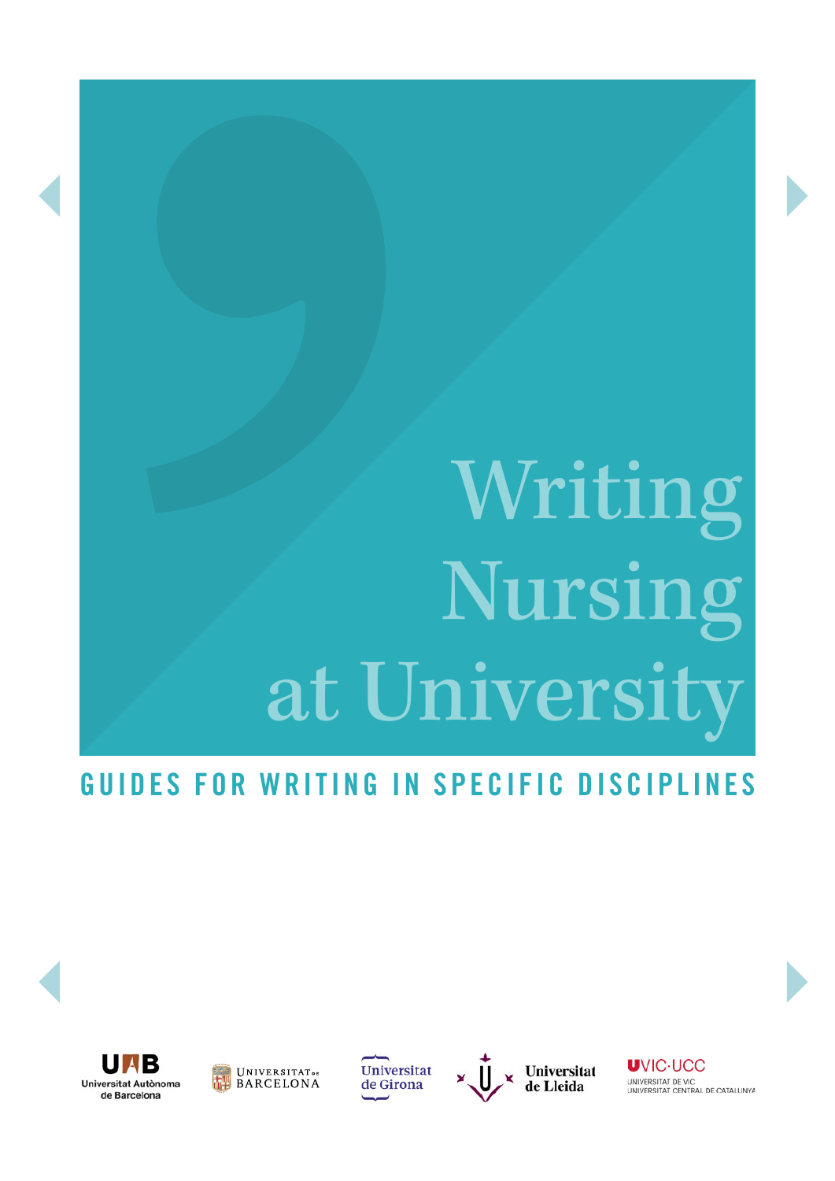# Writing Nursing at University

## GUIDES FOR WRITING IN SPECIFIC DISCIPLINES

UAB Universitat Autònoma de Barcelona

UNIVERSITAT DE BARCELONA

Universitat de Girona

Universitat de Lleida

UVIC·UCC UNIVERSITAT DE VIC UNIVERSITAT CENTRAL DE CATALUNYA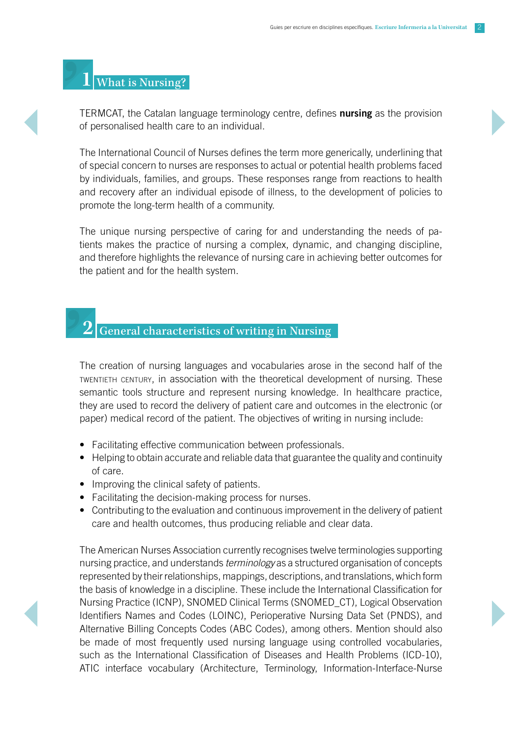# 1 What is Nursing?

TERMCAT, the Catalan language terminology centre, defines **nursing** as the provision of personalised health care to an individual.

The International Council of Nurses defines the term more generically, underlining that of special concern to nurses are responses to actual or potential health problems faced by individuals, families, and groups. These responses range from reactions to health and recovery after an individual episode of illness, to the development of policies to promote the long-term health of a community.

The unique nursing perspective of caring for and understanding the needs of patients makes the practice of nursing a complex, dynamic, and changing discipline, and therefore highlights the relevance of nursing care in achieving better outcomes for the patient and for the health system.

# 2 General characteristics of writing in Nursing

The creation of nursing languages and vocabularies arose in the second half of the TWENTIETH CENTURY, in association with the theoretical development of nursing. These semantic tools structure and represent nursing knowledge. In healthcare practice, they are used to record the delivery of patient care and outcomes in the electronic (or paper) medical record of the patient. The objectives of writing in nursing include:

- Facilitating effective communication between professionals.
- Helping to obtain accurate and reliable data that guarantee the quality and continuity of care.
- Improving the clinical safety of patients.
- Facilitating the decision-making process for nurses.
- Contributing to the evaluation and continuous improvement in the delivery of patient care and health outcomes, thus producing reliable and clear data.

The American Nurses Association currently recognises twelve terminologies supporting nursing practice, and understands *terminology* as a structured organisation of concepts represented by their relationships, mappings, descriptions, and translations, which form the basis of knowledge in a discipline. These include the International Classification for Nursing Practice (ICNP), SNOMED Clinical Terms (SNOMED_CT), Logical Observation Identifiers Names and Codes (LOINC), Perioperative Nursing Data Set (PNDS), and Alternative Billing Concepts Codes (ABC Codes), among others. Mention should also be made of most frequently used nursing language using controlled vocabularies, such as the International Classification of Diseases and Health Problems (ICD-10), ATIC interface vocabulary (Architecture, Terminology, Information-Interface-Nurse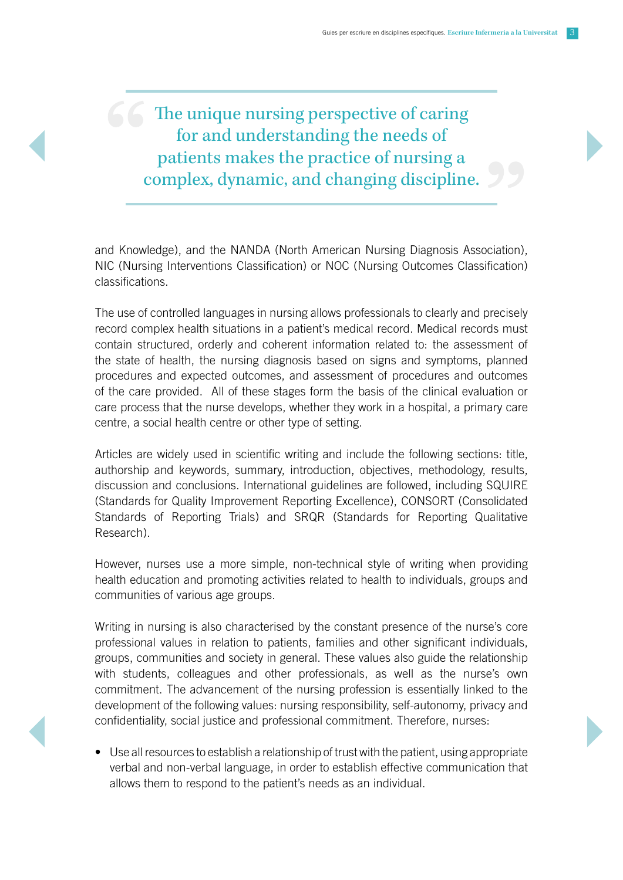> The unique nursing perspective of caring for and understanding the needs of patients makes the practice of nursing a complex, dynamic, and changing discipline.

and Knowledge), and the NANDA (North American Nursing Diagnosis Association), NIC (Nursing Interventions Classification) or NOC (Nursing Outcomes Classification) classifications.

The use of controlled languages in nursing allows professionals to clearly and precisely record complex health situations in a patient's medical record. Medical records must contain structured, orderly and coherent information related to: the assessment of the state of health, the nursing diagnosis based on signs and symptoms, planned procedures and expected outcomes, and assessment of procedures and outcomes of the care provided. All of these stages form the basis of the clinical evaluation or care process that the nurse develops, whether they work in a hospital, a primary care centre, a social health centre or other type of setting.

Articles are widely used in scientific writing and include the following sections: title, authorship and keywords, summary, introduction, objectives, methodology, results, discussion and conclusions. International guidelines are followed, including SQUIRE (Standards for Quality Improvement Reporting Excellence), CONSORT (Consolidated Standards of Reporting Trials) and SRQR (Standards for Reporting Qualitative Research).

However, nurses use a more simple, non-technical style of writing when providing health education and promoting activities related to health to individuals, groups and communities of various age groups.

Writing in nursing is also characterised by the constant presence of the nurse's core professional values in relation to patients, families and other significant individuals, groups, communities and society in general. These values also guide the relationship with students, colleagues and other professionals, as well as the nurse's own commitment. The advancement of the nursing profession is essentially linked to the development of the following values: nursing responsibility, self-autonomy, privacy and confidentiality, social justice and professional commitment. Therefore, nurses:

- Use all resources to establish a relationship of trust with the patient, using appropriate verbal and non-verbal language, in order to establish effective communication that allows them to respond to the patient's needs as an individual.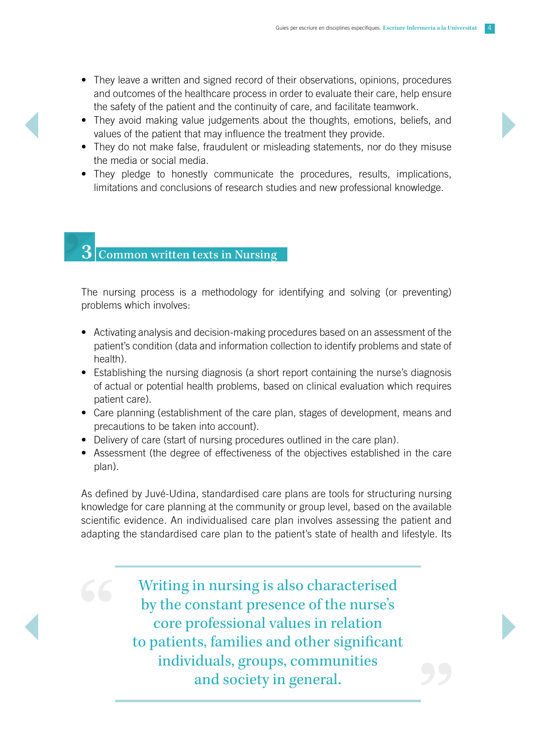- They leave a written and signed record of their observations, opinions, procedures and outcomes of the healthcare process in order to evaluate their care, help ensure the safety of the patient and the continuity of care, and facilitate teamwork.
- They avoid making value judgements about the thoughts, emotions, beliefs, and values of the patient that may influence the treatment they provide.
- They do not make false, fraudulent or misleading statements, nor do they misuse the media or social media.
- They pledge to honestly communicate the procedures, results, implications, limitations and conclusions of research studies and new professional knowledge.

## 3 Common written texts in Nursing

The nursing process is a methodology for identifying and solving (or preventing) problems which involves:

- Activating analysis and decision-making procedures based on an assessment of the patient's condition (data and information collection to identify problems and state of health).
- Establishing the nursing diagnosis (a short report containing the nurse's diagnosis of actual or potential health problems, based on clinical evaluation which requires patient care).
- Care planning (establishment of the care plan, stages of development, means and precautions to be taken into account).
- Delivery of care (start of nursing procedures outlined in the care plan).
- Assessment (the degree of effectiveness of the objectives established in the care plan).

As defined by Juvé-Udina, standardised care plans are tools for structuring nursing knowledge for care planning at the community or group level, based on the available scientific evidence. An individualised care plan involves assessing the patient and adapting the standardised care plan to the patient's state of health and lifestyle. Its

> Writing in nursing is also characterised by the constant presence of the nurse's core professional values in relation to patients, families and other significant individuals, groups, communities and society in general.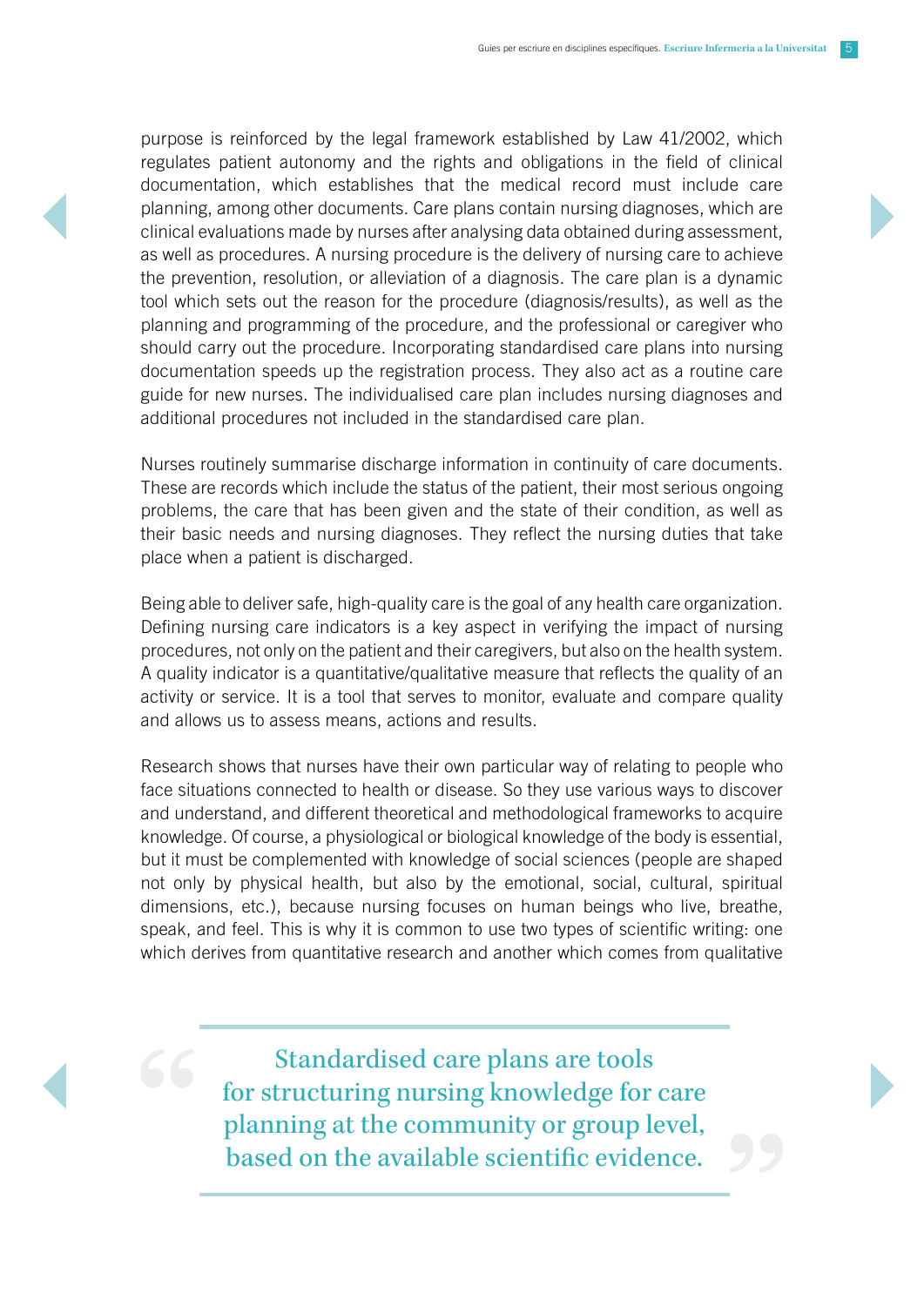purpose is reinforced by the legal framework established by Law 41/2002, which regulates patient autonomy and the rights and obligations in the field of clinical documentation, which establishes that the medical record must include care planning, among other documents. Care plans contain nursing diagnoses, which are clinical evaluations made by nurses after analysing data obtained during assessment, as well as procedures. A nursing procedure is the delivery of nursing care to achieve the prevention, resolution, or alleviation of a diagnosis. The care plan is a dynamic tool which sets out the reason for the procedure (diagnosis/results), as well as the planning and programming of the procedure, and the professional or caregiver who should carry out the procedure. Incorporating standardised care plans into nursing documentation speeds up the registration process. They also act as a routine care guide for new nurses. The individualised care plan includes nursing diagnoses and additional procedures not included in the standardised care plan.

Nurses routinely summarise discharge information in continuity of care documents. These are records which include the status of the patient, their most serious ongoing problems, the care that has been given and the state of their condition, as well as their basic needs and nursing diagnoses. They reflect the nursing duties that take place when a patient is discharged.

Being able to deliver safe, high-quality care is the goal of any health care organization. Defining nursing care indicators is a key aspect in verifying the impact of nursing procedures, not only on the patient and their caregivers, but also on the health system. A quality indicator is a quantitative/qualitative measure that reflects the quality of an activity or service. It is a tool that serves to monitor, evaluate and compare quality and allows us to assess means, actions and results.

Research shows that nurses have their own particular way of relating to people who face situations connected to health or disease. So they use various ways to discover and understand, and different theoretical and methodological frameworks to acquire knowledge. Of course, a physiological or biological knowledge of the body is essential, but it must be complemented with knowledge of social sciences (people are shaped not only by physical health, but also by the emotional, social, cultural, spiritual dimensions, etc.), because nursing focuses on human beings who live, breathe, speak, and feel. This is why it is common to use two types of scientific writing: one which derives from quantitative research and another which comes from qualitative

> Standardised care plans are tools for structuring nursing knowledge for care planning at the community or group level, based on the available scientific evidence.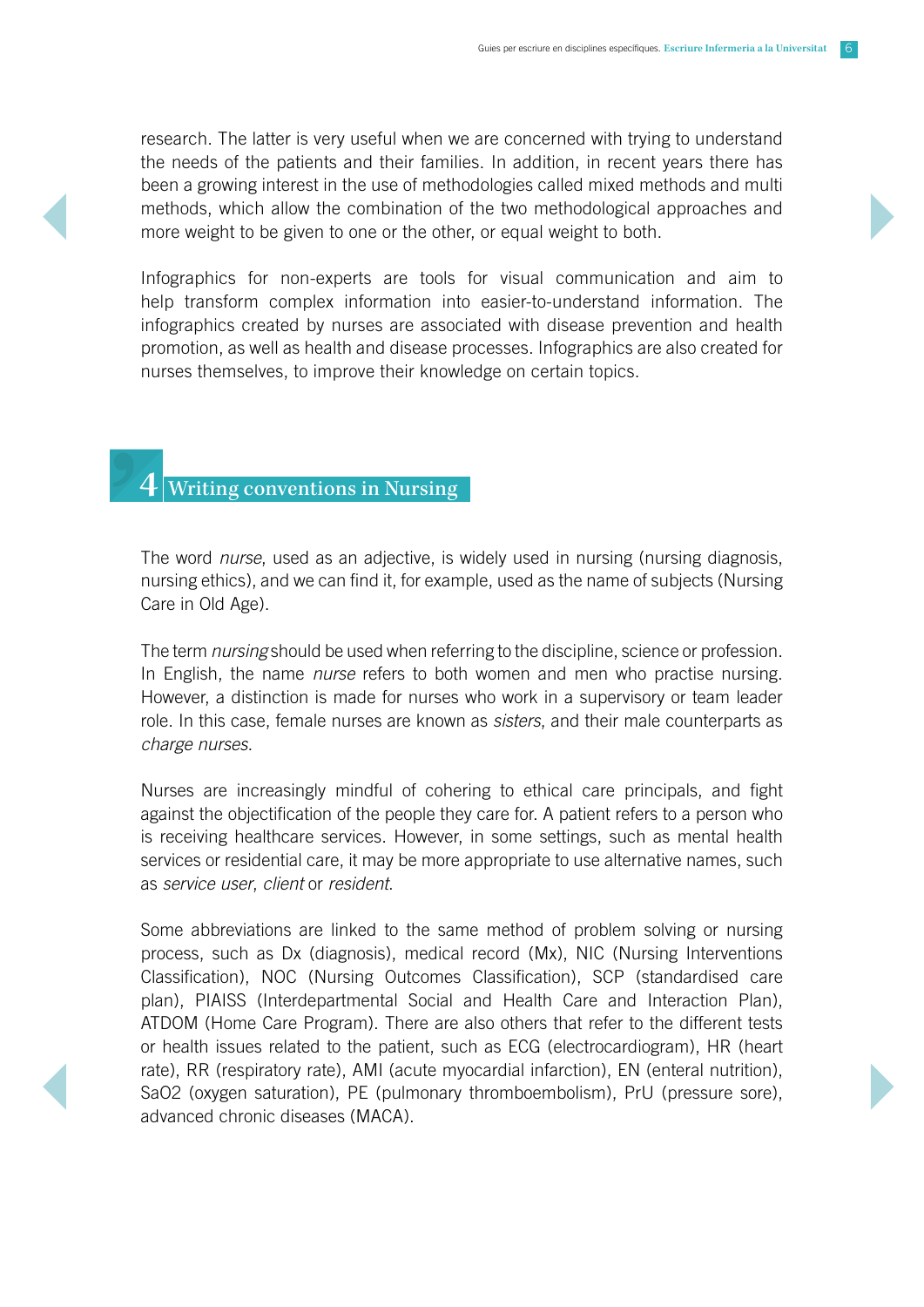research. The latter is very useful when we are concerned with trying to understand the needs of the patients and their families. In addition, in recent years there has been a growing interest in the use of methodologies called mixed methods and multi methods, which allow the combination of the two methodological approaches and more weight to be given to one or the other, or equal weight to both.

Infographics for non-experts are tools for visual communication and aim to help transform complex information into easier-to-understand information. The infographics created by nurses are associated with disease prevention and health promotion, as well as health and disease processes. Infographics are also created for nurses themselves, to improve their knowledge on certain topics.

## 4 Writing conventions in Nursing

The word *nurse*, used as an adjective, is widely used in nursing (nursing diagnosis, nursing ethics), and we can find it, for example, used as the name of subjects (Nursing Care in Old Age).

The term *nursing* should be used when referring to the discipline, science or profession. In English, the name *nurse* refers to both women and men who practise nursing. However, a distinction is made for nurses who work in a supervisory or team leader role. In this case, female nurses are known as *sisters*, and their male counterparts as *charge nurses*.

Nurses are increasingly mindful of cohering to ethical care principals, and fight against the objectification of the people they care for. A patient refers to a person who is receiving healthcare services. However, in some settings, such as mental health services or residential care, it may be more appropriate to use alternative names, such as *service user*, *client* or *resident*.

Some abbreviations are linked to the same method of problem solving or nursing process, such as Dx (diagnosis), medical record (Mx), NIC (Nursing Interventions Classification), NOC (Nursing Outcomes Classification), SCP (standardised care plan), PIAISS (Interdepartmental Social and Health Care and Interaction Plan), ATDOM (Home Care Program). There are also others that refer to the different tests or health issues related to the patient, such as ECG (electrocardiogram), HR (heart rate), RR (respiratory rate), AMI (acute myocardial infarction), EN (enteral nutrition), SaO2 (oxygen saturation), PE (pulmonary thromboembolism), PrU (pressure sore), advanced chronic diseases (MACA).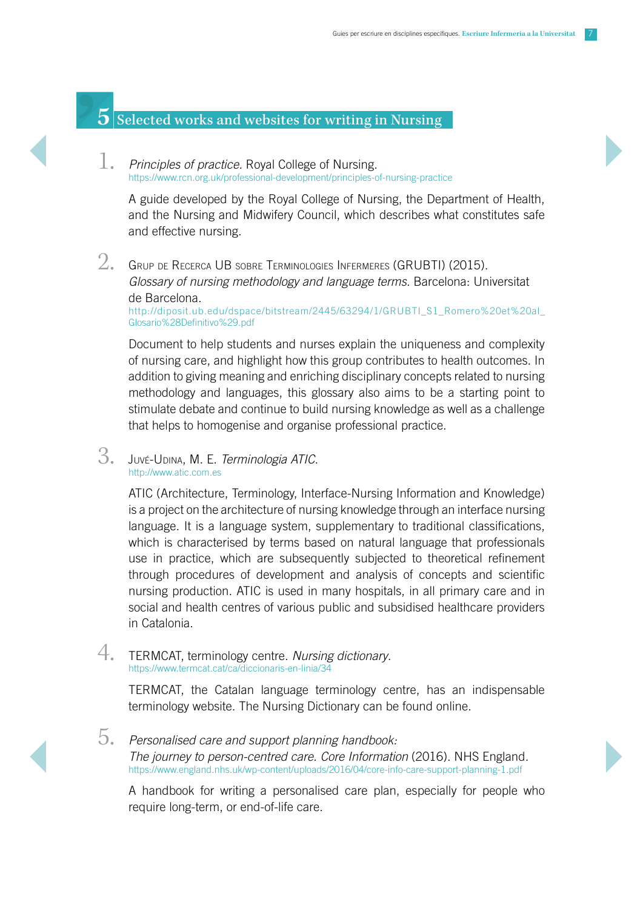## 5 Selected works and websites for writing in Nursing

1. *Principles of practice.* Royal College of Nursing.
   https://www.rcn.org.uk/professional-development/principles-of-nursing-practice

   A guide developed by the Royal College of Nursing, the Department of Health, and the Nursing and Midwifery Council, which describes what constitutes safe and effective nursing.

2. Grup de Recerca UB sobre Terminologies Infermeres (GRUBTI) (2015). *Glossary of nursing methodology and language terms.* Barcelona: Universitat de Barcelona.
   http://diposit.ub.edu/dspace/bitstream/2445/63294/1/GRUBTI_S1_Romero%20et%20al_Glosario%28Definitivo%29.pdf

   Document to help students and nurses explain the uniqueness and complexity of nursing care, and highlight how this group contributes to health outcomes. In addition to giving meaning and enriching disciplinary concepts related to nursing methodology and languages, this glossary also aims to be a starting point to stimulate debate and continue to build nursing knowledge as well as a challenge that helps to homogenise and organise professional practice.

3. Juvé-Udina, M. E. *Terminologia ATIC.*
   http://www.atic.com.es

   ATIC (Architecture, Terminology, Interface-Nursing Information and Knowledge) is a project on the architecture of nursing knowledge through an interface nursing language. It is a language system, supplementary to traditional classifications, which is characterised by terms based on natural language that professionals use in practice, which are subsequently subjected to theoretical refinement through procedures of development and analysis of concepts and scientific nursing production. ATIC is used in many hospitals, in all primary care and in social and health centres of various public and subsidised healthcare providers in Catalonia.

4. TERMCAT, terminology centre. *Nursing dictionary.*
   https://www.termcat.cat/ca/diccionaris-en-linia/34

   TERMCAT, the Catalan language terminology centre, has an indispensable terminology website. The Nursing Dictionary can be found online.

5. *Personalised care and support planning handbook: The journey to person-centred care. Core Information* (2016). NHS England.
   https://www.england.nhs.uk/wp-content/uploads/2016/04/core-info-care-support-planning-1.pdf

   A handbook for writing a personalised care plan, especially for people who require long-term, or end-of-life care.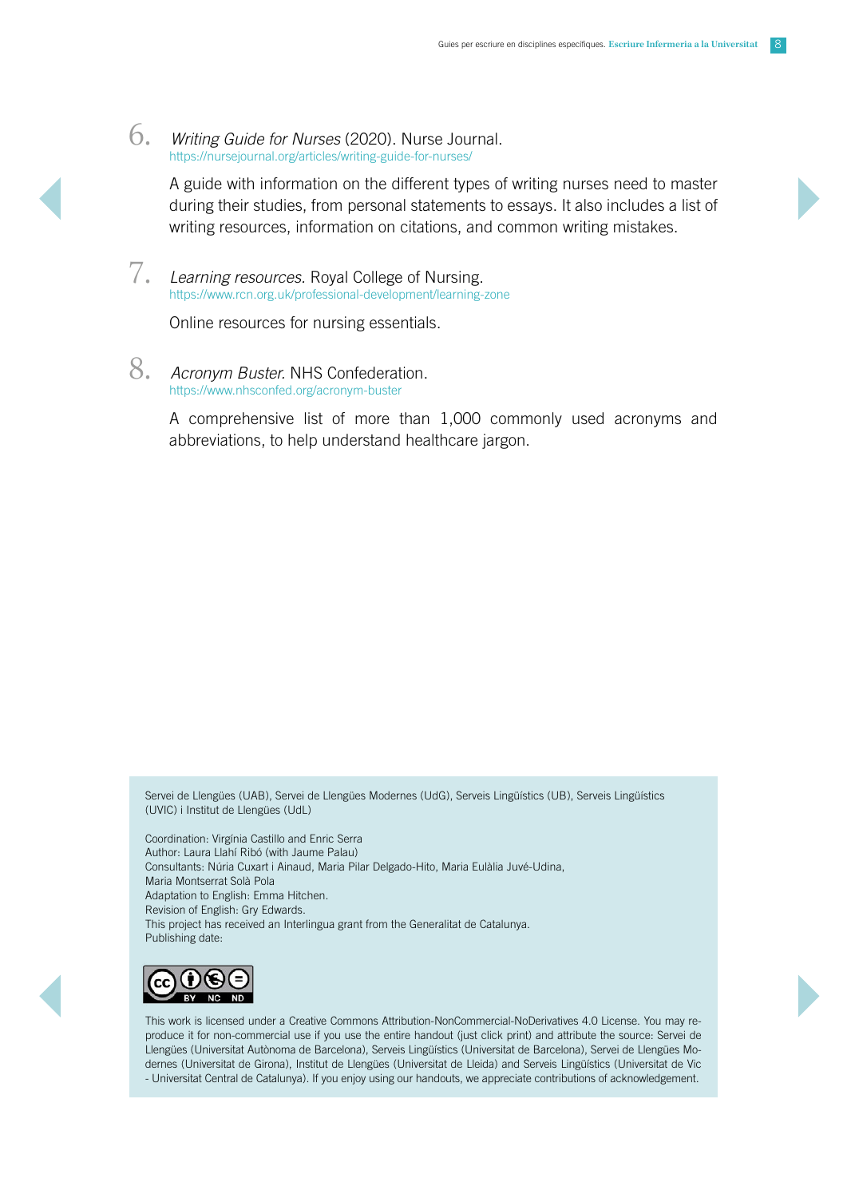6. *Writing Guide for Nurses* (2020). Nurse Journal.
https://nursejournal.org/articles/writing-guide-for-nurses/

A guide with information on the different types of writing nurses need to master during their studies, from personal statements to essays. It also includes a list of writing resources, information on citations, and common writing mistakes.

7. *Learning resources.* Royal College of Nursing.
https://www.rcn.org.uk/professional-development/learning-zone

Online resources for nursing essentials.

8. *Acronym Buster.* NHS Confederation.
https://www.nhsconfed.org/acronym-buster

A comprehensive list of more than 1,000 commonly used acronyms and abbreviations, to help understand healthcare jargon.

Servei de Llengües (UAB), Servei de Llengües Modernes (UdG), Serveis Lingüístics (UB), Serveis Lingüístics (UVIC) i Institut de Llengües (UdL)

Coordination: Virgínia Castillo and Enric Serra
Author: Laura Llahí Ribó (with Jaume Palau)
Consultants: Núria Cuxart i Ainaud, Maria Pilar Delgado-Hito, Maria Eulàlia Juvé-Udina, Maria Montserrat Solà Pola
Adaptation to English: Emma Hitchen.
Revision of English: Gry Edwards.
This project has received an Interlingua grant from the Generalitat de Catalunya.
Publishing date:

This work is licensed under a Creative Commons Attribution-NonCommercial-NoDerivatives 4.0 License. You may reproduce it for non-commercial use if you use the entire handout (just click print) and attribute the source: Servei de Llengües (Universitat Autònoma de Barcelona), Serveis Lingüístics (Universitat de Barcelona), Servei de Llengües Modernes (Universitat de Girona), Institut de Llengües (Universitat de Lleida) and Serveis Lingüístics (Universitat de Vic - Universitat Central de Catalunya). If you enjoy using our handouts, we appreciate contributions of acknowledgement.